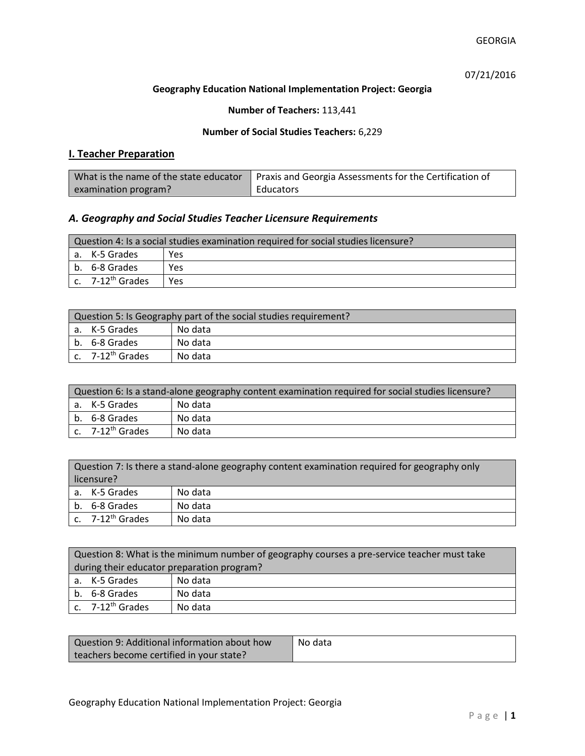07/21/2016

**Geography Education National Implementation Project: Georgia**

**Number of Teachers:** 113,441

**Number of Social Studies Teachers:** 6,229

## I. Teacher Preparation

| What is the name of the state educator examination program? | Praxis and Georgia Assessments for the Certification of Educators |
|---|---|

### *A. Geography and Social Studies Teacher Licensure Requirements*

| Question 4: Is a social studies examination required for social studies licensure? | |
|---|---|
| a. K-5 Grades | Yes |
| b. 6-8 Grades | Yes |
| c. 7-12th Grades | Yes |

| Question 5: Is Geography part of the social studies requirement? | |
|---|---|
| a. K-5 Grades | No data |
| b. 6-8 Grades | No data |
| c. 7-12th Grades | No data |

| Question 6: Is a stand-alone geography content examination required for social studies licensure? | |
|---|---|
| a. K-5 Grades | No data |
| b. 6-8 Grades | No data |
| c. 7-12th Grades | No data |

| Question 7: Is there a stand-alone geography content examination required for geography only licensure? | |
|---|---|
| a. K-5 Grades | No data |
| b. 6-8 Grades | No data |
| c. 7-12th Grades | No data |

| Question 8: What is the minimum number of geography courses a pre-service teacher must take during their educator preparation program? | |
|---|---|
| a. K-5 Grades | No data |
| b. 6-8 Grades | No data |
| c. 7-12th Grades | No data |

| Question 9: Additional information about how teachers become certified in your state? | No data |
|---|---|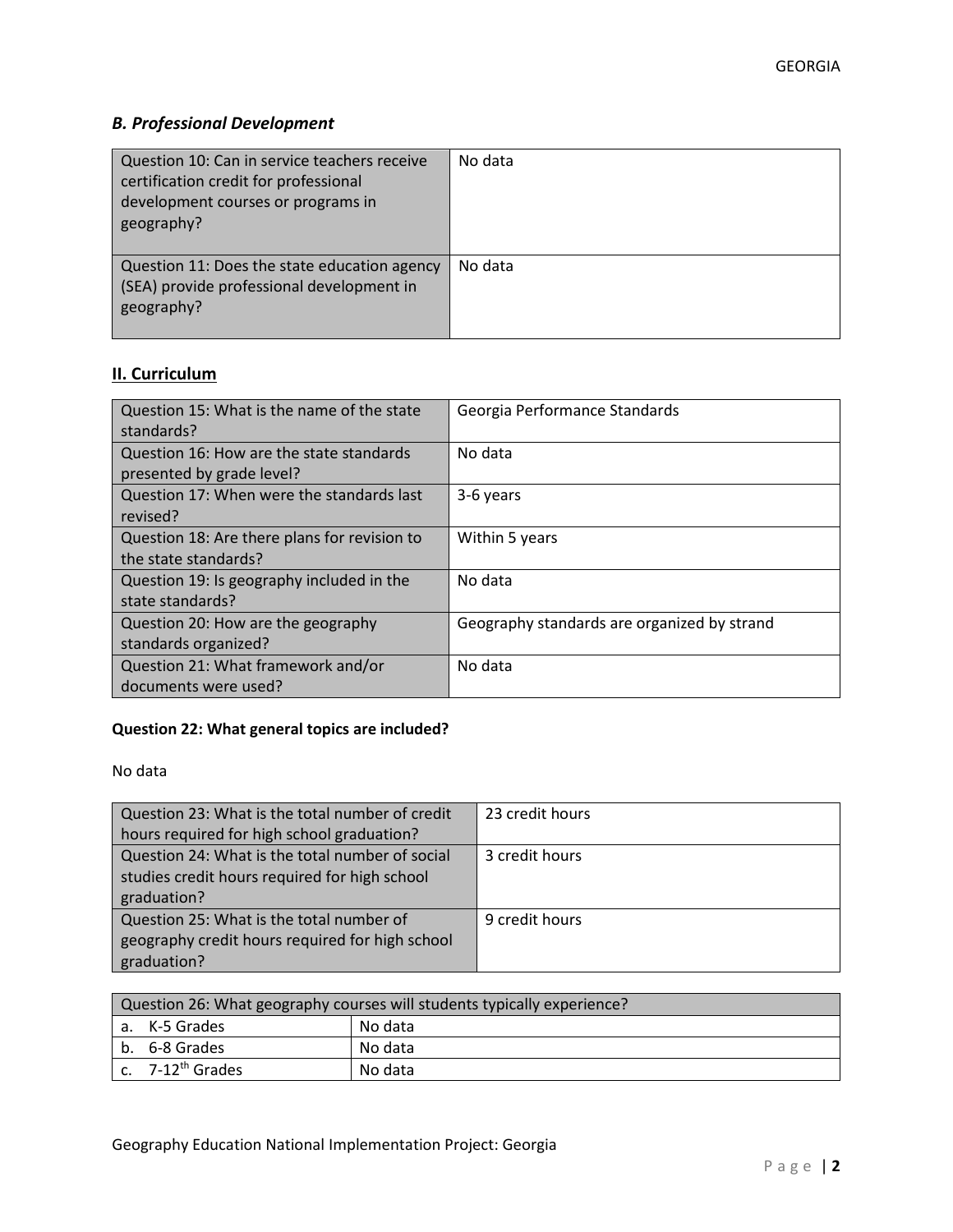### *B. Professional Development*

| | |
|---|---|
| Question 10: Can in service teachers receive certification credit for professional development courses or programs in geography? | No data |
| Question 11: Does the state education agency (SEA) provide professional development in geography? | No data |

## II. Curriculum

| | |
|---|---|
| Question 15: What is the name of the state standards? | Georgia Performance Standards |
| Question 16: How are the state standards presented by grade level? | No data |
| Question 17: When were the standards last revised? | 3-6 years |
| Question 18: Are there plans for revision to the state standards? | Within 5 years |
| Question 19: Is geography included in the state standards? | No data |
| Question 20: How are the geography standards organized? | Geography standards are organized by strand |
| Question 21: What framework and/or documents were used? | No data |

**Question 22: What general topics are included?**

No data

| | |
|---|---|
| Question 23: What is the total number of credit hours required for high school graduation? | 23 credit hours |
| Question 24: What is the total number of social studies credit hours required for high school graduation? | 3 credit hours |
| Question 25: What is the total number of geography credit hours required for high school graduation? | 9 credit hours |

| Question 26: What geography courses will students typically experience? | |
|---|---|
| a. K-5 Grades | No data |
| b. 6-8 Grades | No data |
| c. 7-12th Grades | No data |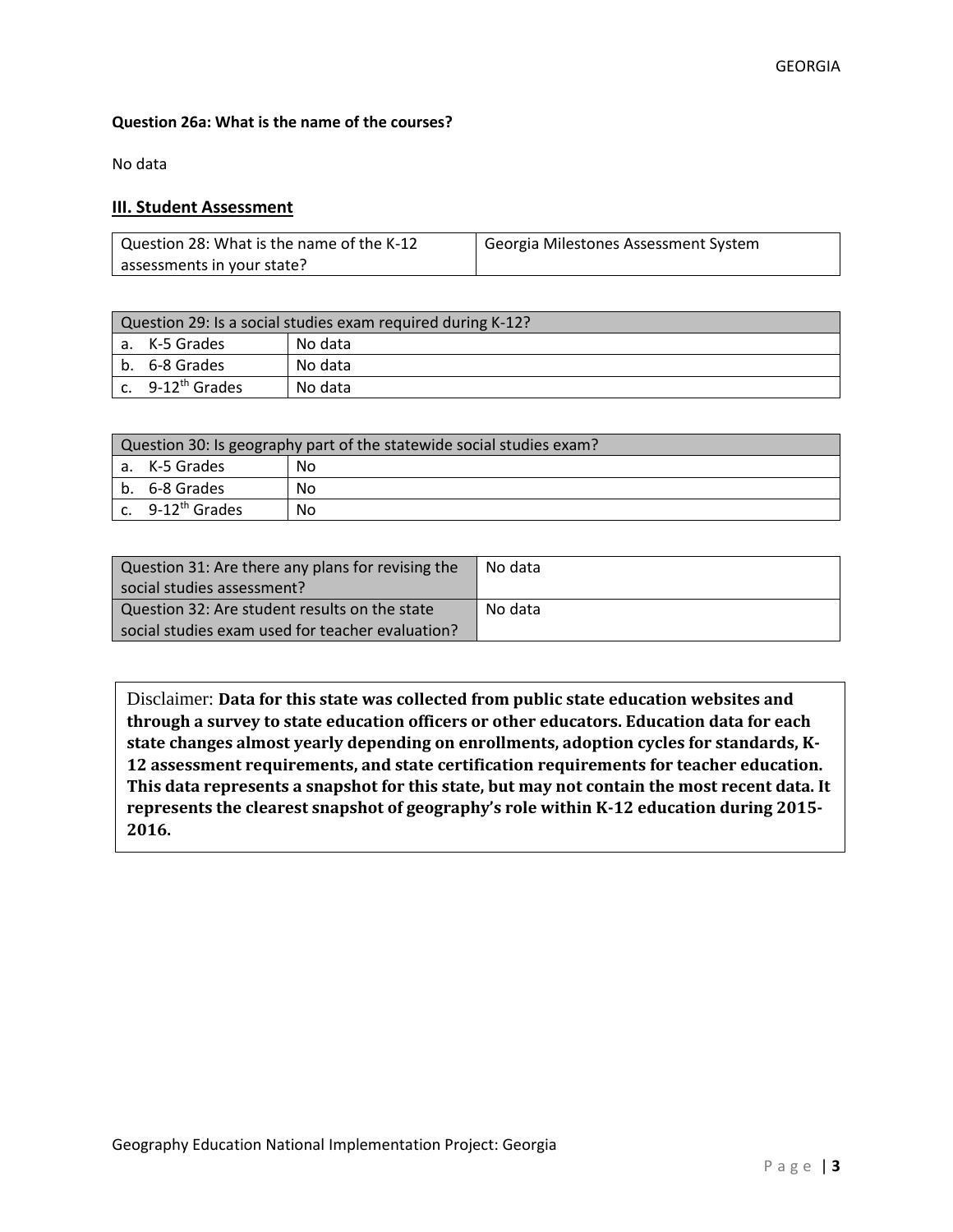**Question 26a: What is the name of the courses?**

No data

## III. Student Assessment

| | |
|---|---|
| Question 28: What is the name of the K-12 assessments in your state? | Georgia Milestones Assessment System |

| Question 29: Is a social studies exam required during K-12? | |
|---|---|
| a. K-5 Grades | No data |
| b. 6-8 Grades | No data |
| c. 9-12th Grades | No data |

| Question 30: Is geography part of the statewide social studies exam? | |
|---|---|
| a. K-5 Grades | No |
| b. 6-8 Grades | No |
| c. 9-12th Grades | No |

| | |
|---|---|
| Question 31: Are there any plans for revising the social studies assessment? | No data |
| Question 32: Are student results on the state social studies exam used for teacher evaluation? | No data |

Disclaimer: **Data for this state was collected from public state education websites and through a survey to state education officers or other educators. Education data for each state changes almost yearly depending on enrollments, adoption cycles for standards, K-12 assessment requirements, and state certification requirements for teacher education. This data represents a snapshot for this state, but may not contain the most recent data. It represents the clearest snapshot of geography's role within K-12 education during 2015-2016.**